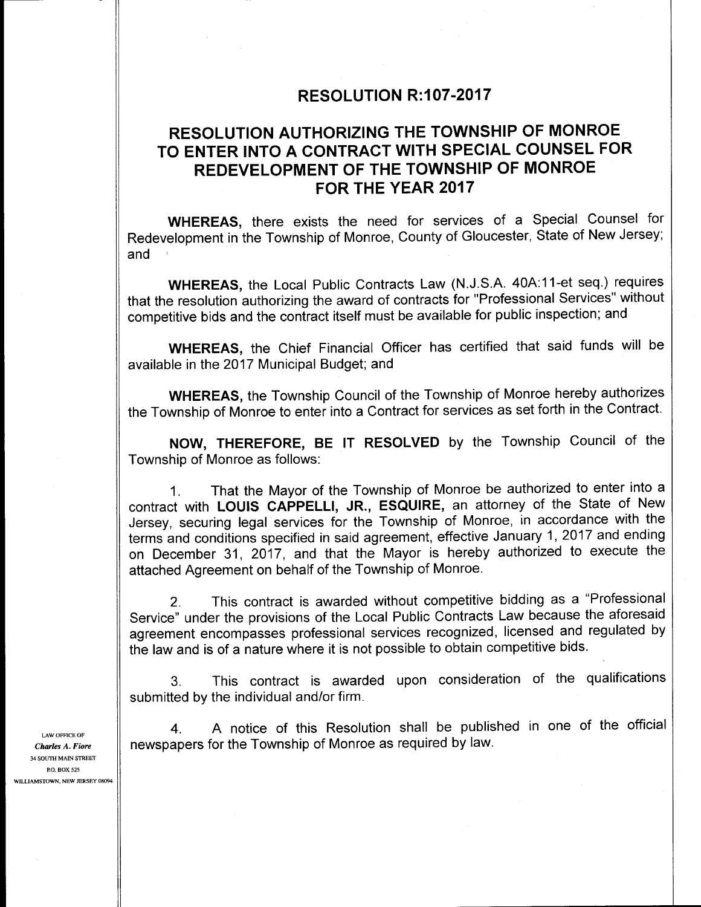# RESOLUTION R:107-2017

## RESOLUTION AUTHORIZING THE TOWNSHIP OF MONROE TO ENTER INTO A CONTRACT WITH SPECIAL COUNSEL FOR REDEVELOPMENT OF THE TOWNSHIP OF MONROE FOR THE YEAR 2017

**WHEREAS,** there exists the need for services of a Special Counsel for Redevelopment in the Township of Monroe, County of Gloucester, State of New Jersey; and

**WHEREAS,** the Local Public Contracts Law (N.J.S.A. 40A:11-et seq.) requires that the resolution authorizing the award of contracts for "Professional Services" without competitive bids and the contract itself must be available for public inspection; and

**WHEREAS,** the Chief Financial Officer has certified that said funds will be available in the 2017 Municipal Budget; and

**WHEREAS,** the Township Council of the Township of Monroe hereby authorizes the Township of Monroe to enter into a Contract for services as set forth in the Contract.

**NOW, THEREFORE, BE IT RESOLVED** by the Township Council of the Township of Monroe as follows:

1. That the Mayor of the Township of Monroe be authorized to enter into a contract with **LOUIS CAPPELLI, JR., ESQUIRE,** an attorney of the State of New Jersey, securing legal services for the Township of Monroe, in accordance with the terms and conditions specified in said agreement, effective January 1, 2017 and ending on December 31, 2017, and that the Mayor is hereby authorized to execute the attached Agreement on behalf of the Township of Monroe.

2. This contract is awarded without competitive bidding as a "Professional Service" under the provisions of the Local Public Contracts Law because the aforesaid agreement encompasses professional services recognized, licensed and regulated by the law and is of a nature where it is not possible to obtain competitive bids.

3. This contract is awarded upon consideration of the qualifications submitted by the individual and/or firm.

4. A notice of this Resolution shall be published in one of the official newspapers for the Township of Monroe as required by law.

LAW OFFICE OF
*Charles A. Fiore*
34 SOUTH MAIN STREET
P.O. BOX 525
WILLIAMSTOWN, NEW JERSEY 08094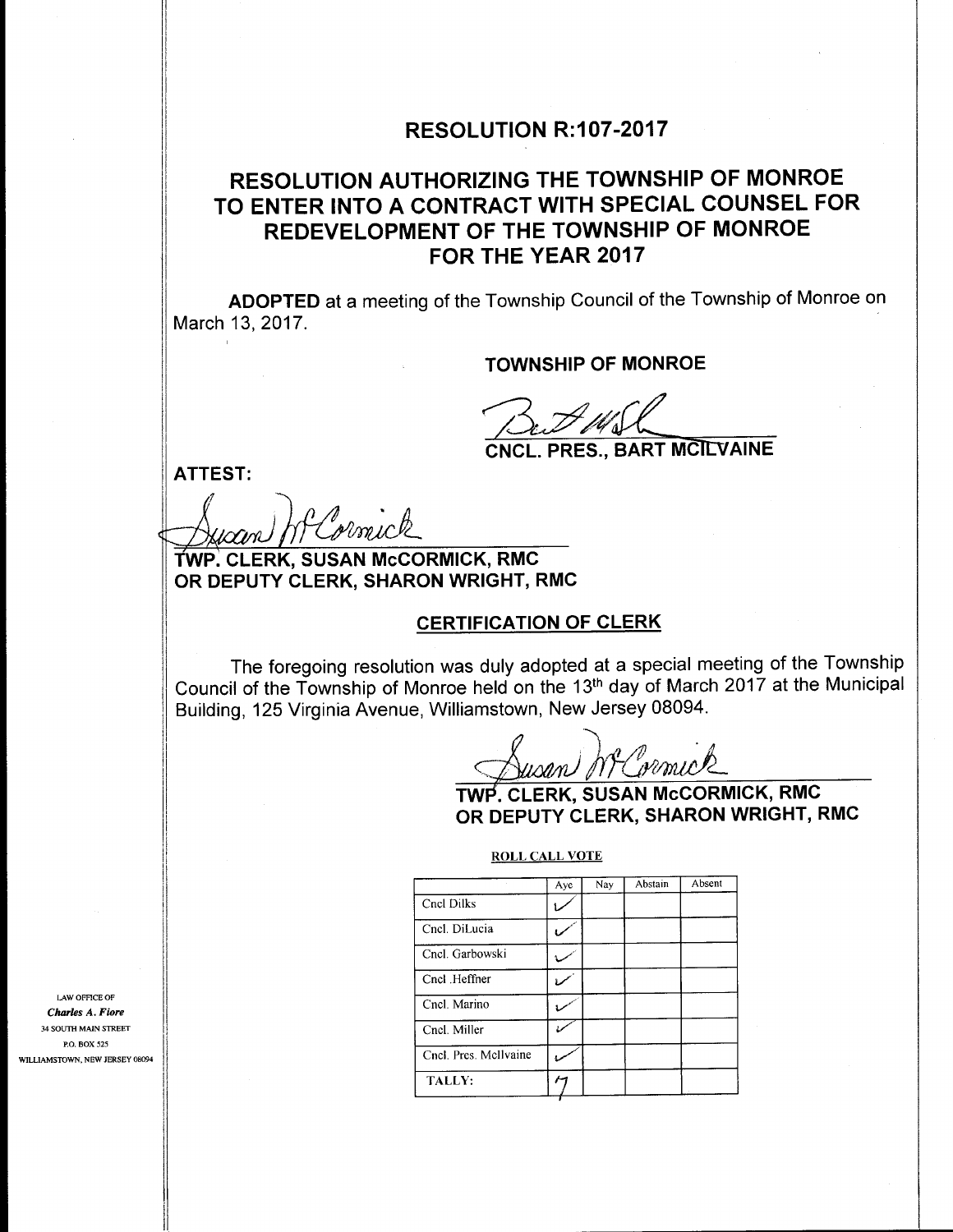## RESOLUTION R:107-2017

## RESOLUTION AUTHORIZING THE TOWNSHIP OF MONROE TO ENTER INTO A CONTRACT WITH SPECIAL COUNSEL FOR REDEVELOPMENT OF THE TOWNSHIP OF MONROE FOR THE YEAR 2017

**ADOPTED** at a meeting of the Township Council of the Township of Monroe on March 13, 2017.

**TOWNSHIP OF MONROE**

**CNCL. PRES., BART MCILVAINE**

**ATTEST:**

**TWP. CLERK, SUSAN McCORMICK, RMC**
**OR DEPUTY CLERK, SHARON WRIGHT, RMC**

### CERTIFICATION OF CLERK

The foregoing resolution was duly adopted at a special meeting of the Township Council of the Township of Monroe held on the 13th day of March 2017 at the Municipal Building, 125 Virginia Avenue, Williamstown, New Jersey 08094.

**TWP. CLERK, SUSAN McCORMICK, RMC**
**OR DEPUTY CLERK, SHARON WRIGHT, RMC**

ROLL CALL VOTE

| | Aye | Nay | Abstain | Absent |
|---|---|---|---|---|
| Cncl Dilks | ✓ | | | |
| Cncl. DiLucia | ✓ | | | |
| Cncl. Garbowski | ✓ | | | |
| Cncl .Heffner | ✓ | | | |
| Cncl. Marino | ✓ | | | |
| Cncl. Miller | ✓ | | | |
| Cncl. Pres. McIlvaine | ✓ | | | |
| TALLY: | 7 | | | |

LAW OFFICE OF
*Charles A. Fiore*
34 SOUTH MAIN STREET
P.O. BOX 525
WILLIAMSTOWN, NEW JERSEY 08094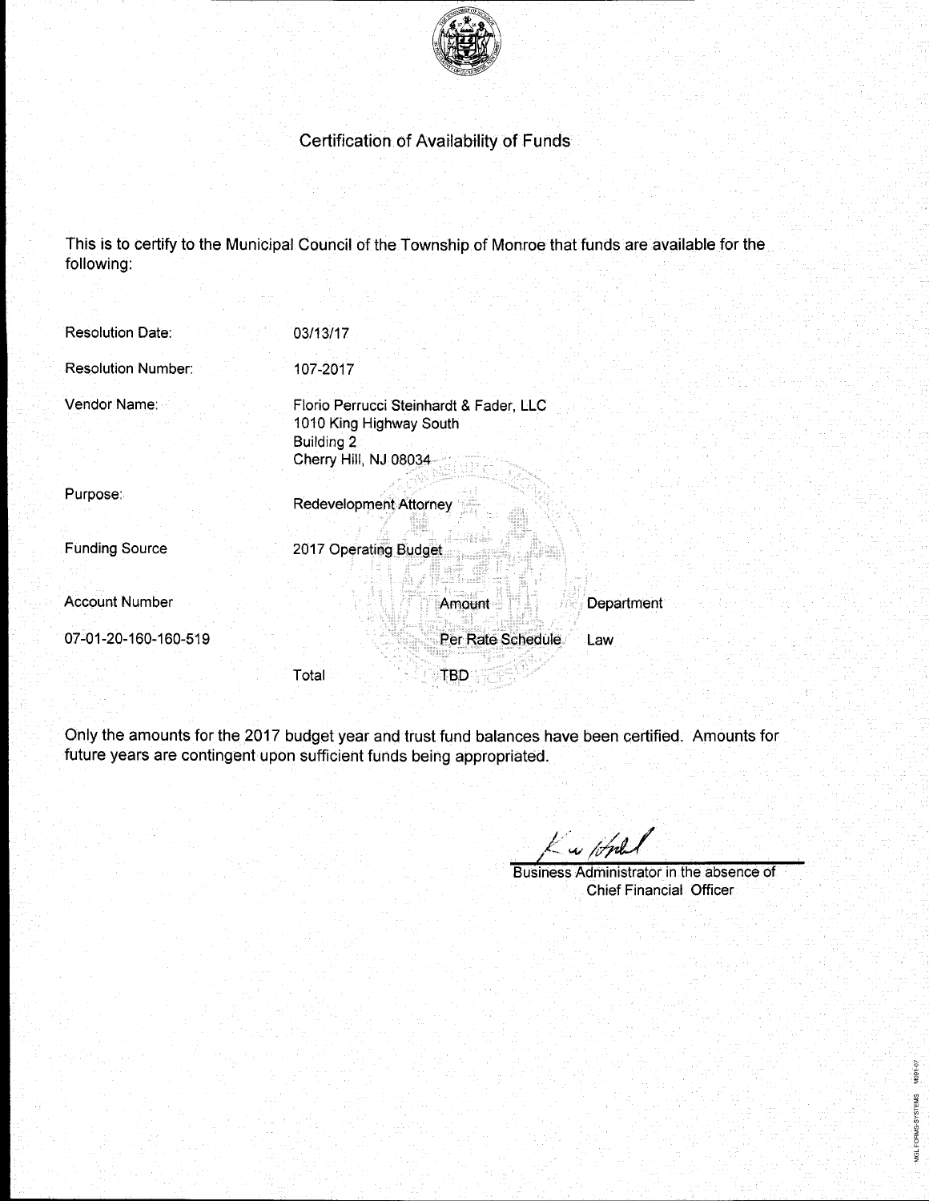# Certification of Availability of Funds

This is to certify to the Municipal Council of the Township of Monroe that funds are available for the following:

| | |
|---|---|
| Resolution Date: | 03/13/17 |
| Resolution Number: | 107-2017 |
| Vendor Name: | Florio Perrucci Steinhardt & Fader, LLC<br>1010 King Highway South<br>Building 2<br>Cherry Hill, NJ 08034 |
| Purpose: | Redevelopment Attorney |
| Funding Source | 2017 Operating Budget |

| Account Number | | Amount | Department |
|---|---|---|---|
| 07-01-20-160-160-519 | | Per Rate Schedule | Law |
| | Total | TBD | |

Only the amounts for the 2017 budget year and trust fund balances have been certified. Amounts for future years are contingent upon sufficient funds being appropriated.

Business Administrator in the absence of Chief Financial Officer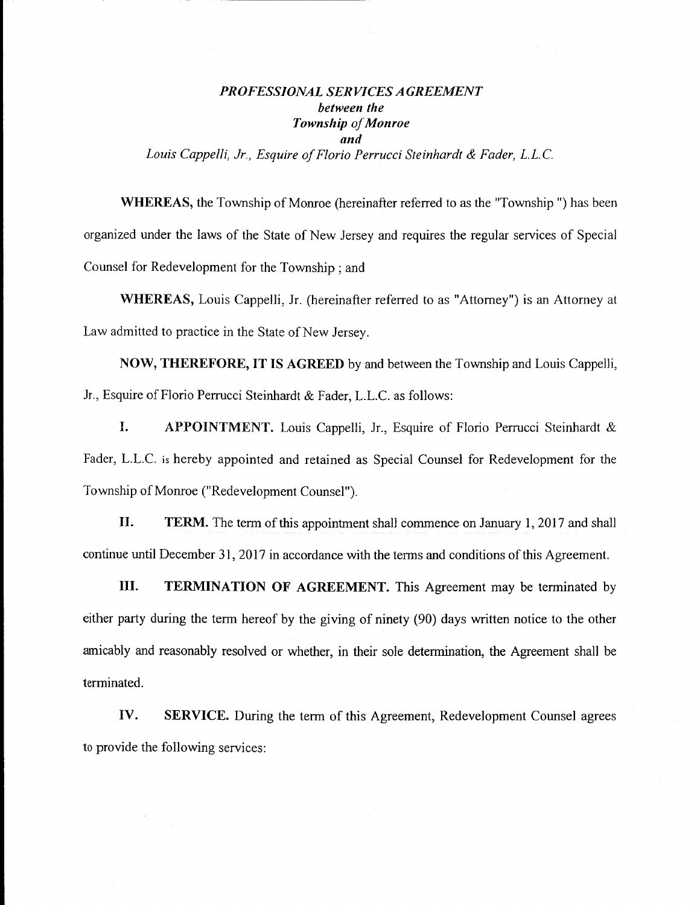*PROFESSIONAL SERVICES AGREEMENT*
***between the***
***Township of Monroe***
***and***
*Louis Cappelli, Jr., Esquire of Florio Perrucci Steinhardt & Fader, L.L.C.*

**WHEREAS,** the Township of Monroe (hereinafter referred to as the "Township ") has been organized under the laws of the State of New Jersey and requires the regular services of Special Counsel for Redevelopment for the Township ; and

**WHEREAS,** Louis Cappelli, Jr. (hereinafter referred to as "Attorney") is an Attorney at Law admitted to practice in the State of New Jersey.

**NOW, THEREFORE, IT IS AGREED** by and between the Township and Louis Cappelli, Jr., Esquire of Florio Perrucci Steinhardt & Fader, L.L.C. as follows:

**I. APPOINTMENT.** Louis Cappelli, Jr., Esquire of Florio Perrucci Steinhardt & Fader, L.L.C. is hereby appointed and retained as Special Counsel for Redevelopment for the Township of Monroe ("Redevelopment Counsel").

**II. TERM.** The term of this appointment shall commence on January 1, 2017 and shall continue until December 31, 2017 in accordance with the terms and conditions of this Agreement.

**III. TERMINATION OF AGREEMENT.** This Agreement may be terminated by either party during the term hereof by the giving of ninety (90) days written notice to the other amicably and reasonably resolved or whether, in their sole determination, the Agreement shall be terminated.

**IV. SERVICE.** During the term of this Agreement, Redevelopment Counsel agrees to provide the following services: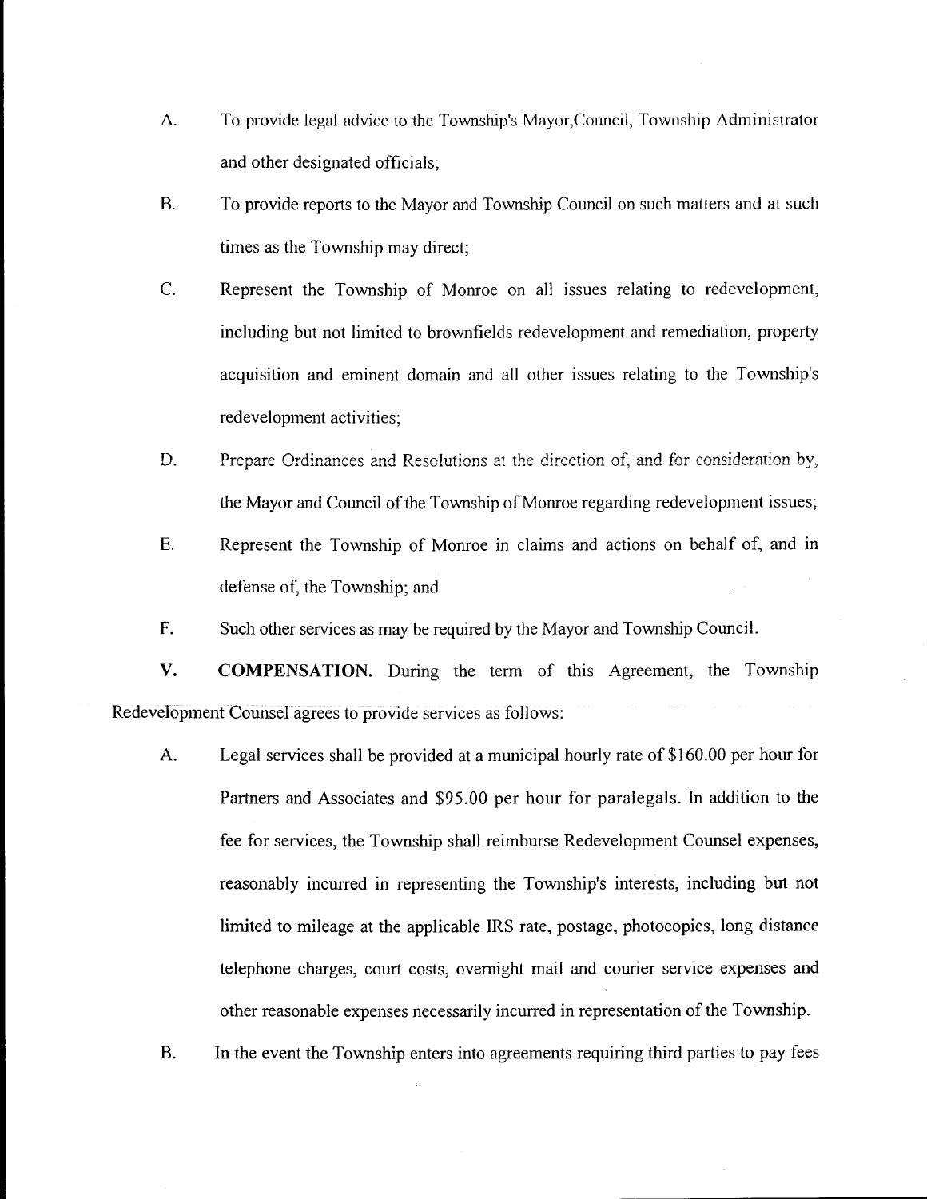A. To provide legal advice to the Township's Mayor,Council, Township Administrator and other designated officials;

B. To provide reports to the Mayor and Township Council on such matters and at such times as the Township may direct;

C. Represent the Township of Monroe on all issues relating to redevelopment, including but not limited to brownfields redevelopment and remediation, property acquisition and eminent domain and all other issues relating to the Township's redevelopment activities;

D. Prepare Ordinances and Resolutions at the direction of, and for consideration by, the Mayor and Council of the Township of Monroe regarding redevelopment issues;

E. Represent the Township of Monroe in claims and actions on behalf of, and in defense of, the Township; and

F. Such other services as may be required by the Mayor and Township Council.

**V. COMPENSATION.** During the term of this Agreement, the Township Redevelopment Counsel agrees to provide services as follows:

A. Legal services shall be provided at a municipal hourly rate of $160.00 per hour for Partners and Associates and $95.00 per hour for paralegals. In addition to the fee for services, the Township shall reimburse Redevelopment Counsel expenses, reasonably incurred in representing the Township's interests, including but not limited to mileage at the applicable IRS rate, postage, photocopies, long distance telephone charges, court costs, overnight mail and courier service expenses and other reasonable expenses necessarily incurred in representation of the Township.

B. In the event the Township enters into agreements requiring third parties to pay fees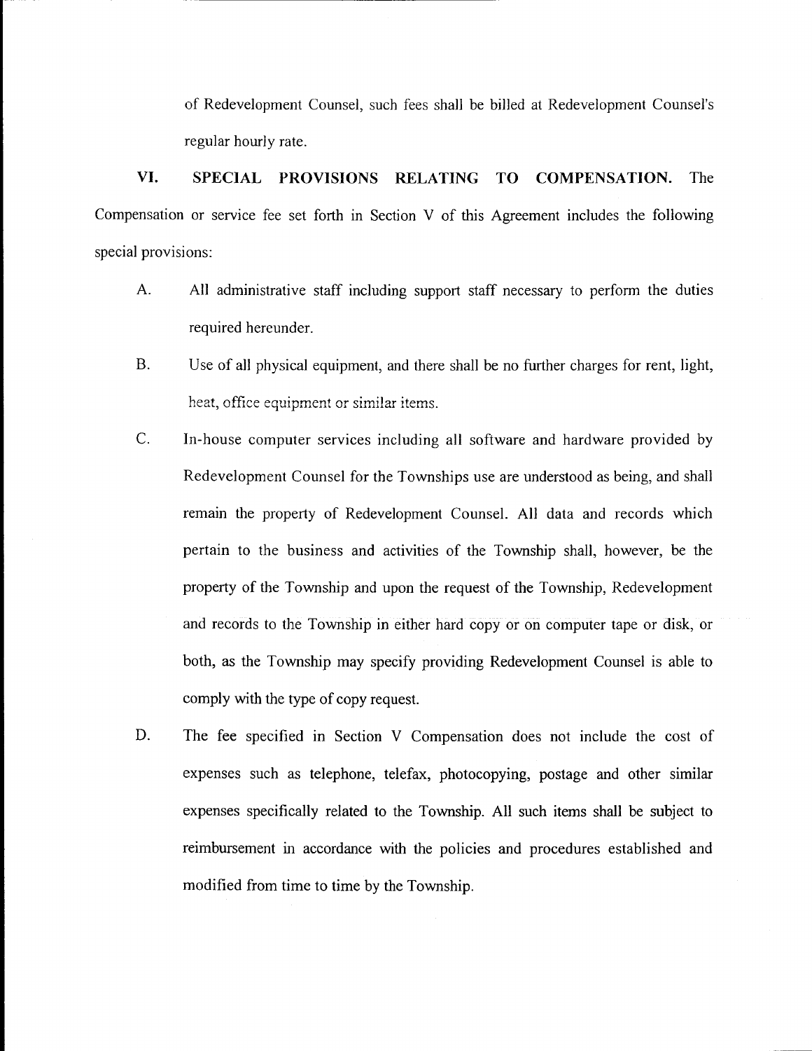of Redevelopment Counsel, such fees shall be billed at Redevelopment Counsel's regular hourly rate.

**VI. SPECIAL PROVISIONS RELATING TO COMPENSATION.** The Compensation or service fee set forth in Section V of this Agreement includes the following special provisions:

A. All administrative staff including support staff necessary to perform the duties required hereunder.

B. Use of all physical equipment, and there shall be no further charges for rent, light, heat, office equipment or similar items.

C. In-house computer services including all software and hardware provided by Redevelopment Counsel for the Townships use are understood as being, and shall remain the property of Redevelopment Counsel. All data and records which pertain to the business and activities of the Township shall, however, be the property of the Township and upon the request of the Township, Redevelopment and records to the Township in either hard copy or on computer tape or disk, or both, as the Township may specify providing Redevelopment Counsel is able to comply with the type of copy request.

D. The fee specified in Section V Compensation does not include the cost of expenses such as telephone, telefax, photocopying, postage and other similar expenses specifically related to the Township. All such items shall be subject to reimbursement in accordance with the policies and procedures established and modified from time to time by the Township.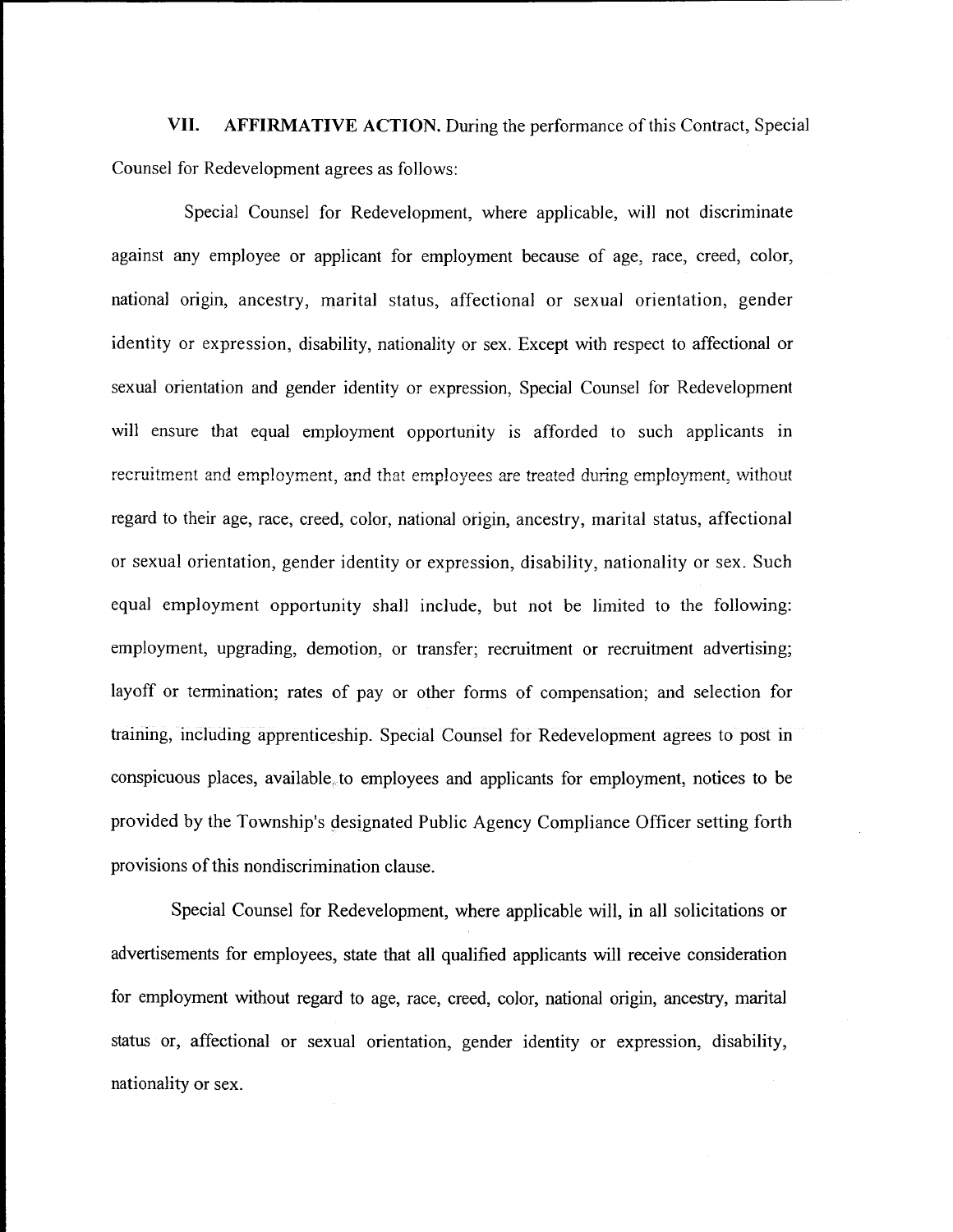**VII. AFFIRMATIVE ACTION.** During the performance of this Contract, Special Counsel for Redevelopment agrees as follows:

Special Counsel for Redevelopment, where applicable, will not discriminate against any employee or applicant for employment because of age, race, creed, color, national origin, ancestry, marital status, affectional or sexual orientation, gender identity or expression, disability, nationality or sex. Except with respect to affectional or sexual orientation and gender identity or expression, Special Counsel for Redevelopment will ensure that equal employment opportunity is afforded to such applicants in recruitment and employment, and that employees are treated during employment, without regard to their age, race, creed, color, national origin, ancestry, marital status, affectional or sexual orientation, gender identity or expression, disability, nationality or sex. Such equal employment opportunity shall include, but not be limited to the following: employment, upgrading, demotion, or transfer; recruitment or recruitment advertising; layoff or termination; rates of pay or other forms of compensation; and selection for training, including apprenticeship. Special Counsel for Redevelopment agrees to post in conspicuous places, available to employees and applicants for employment, notices to be provided by the Township's designated Public Agency Compliance Officer setting forth provisions of this nondiscrimination clause.

Special Counsel for Redevelopment, where applicable will, in all solicitations or advertisements for employees, state that all qualified applicants will receive consideration for employment without regard to age, race, creed, color, national origin, ancestry, marital status or, affectional or sexual orientation, gender identity or expression, disability, nationality or sex.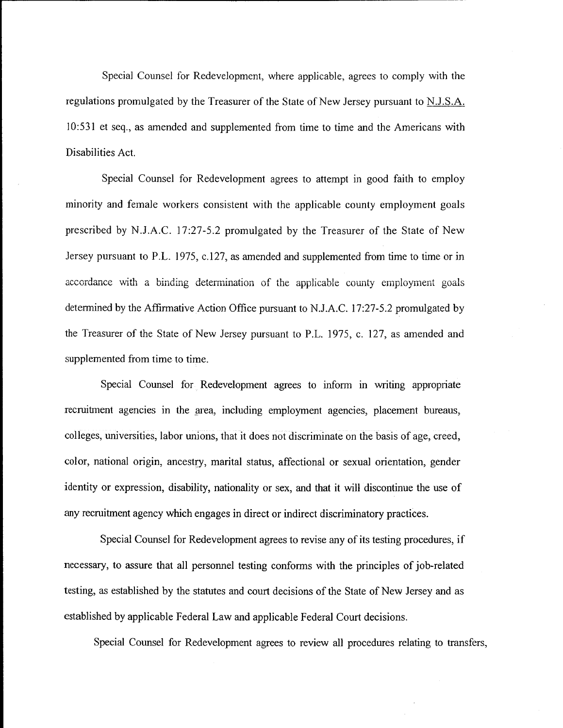Special Counsel for Redevelopment, where applicable, agrees to comply with the regulations promulgated by the Treasurer of the State of New Jersey pursuant to N.J.S.A. 10:531 et seq., as amended and supplemented from time to time and the Americans with Disabilities Act.

Special Counsel for Redevelopment agrees to attempt in good faith to employ minority and female workers consistent with the applicable county employment goals prescribed by N.J.A.C. 17:27-5.2 promulgated by the Treasurer of the State of New Jersey pursuant to P.L. 1975, c.127, as amended and supplemented from time to time or in accordance with a binding determination of the applicable county employment goals determined by the Affirmative Action Office pursuant to N.J.A.C. 17:27-5.2 promulgated by the Treasurer of the State of New Jersey pursuant to P.L. 1975, c. 127, as amended and supplemented from time to time.

Special Counsel for Redevelopment agrees to inform in writing appropriate recruitment agencies in the area, including employment agencies, placement bureaus, colleges, universities, labor unions, that it does not discriminate on the basis of age, creed, color, national origin, ancestry, marital status, affectional or sexual orientation, gender identity or expression, disability, nationality or sex, and that it will discontinue the use of any recruitment agency which engages in direct or indirect discriminatory practices.

Special Counsel for Redevelopment agrees to revise any of its testing procedures, if necessary, to assure that all personnel testing conforms with the principles of job-related testing, as established by the statutes and court decisions of the State of New Jersey and as established by applicable Federal Law and applicable Federal Court decisions.

Special Counsel for Redevelopment agrees to review all procedures relating to transfers,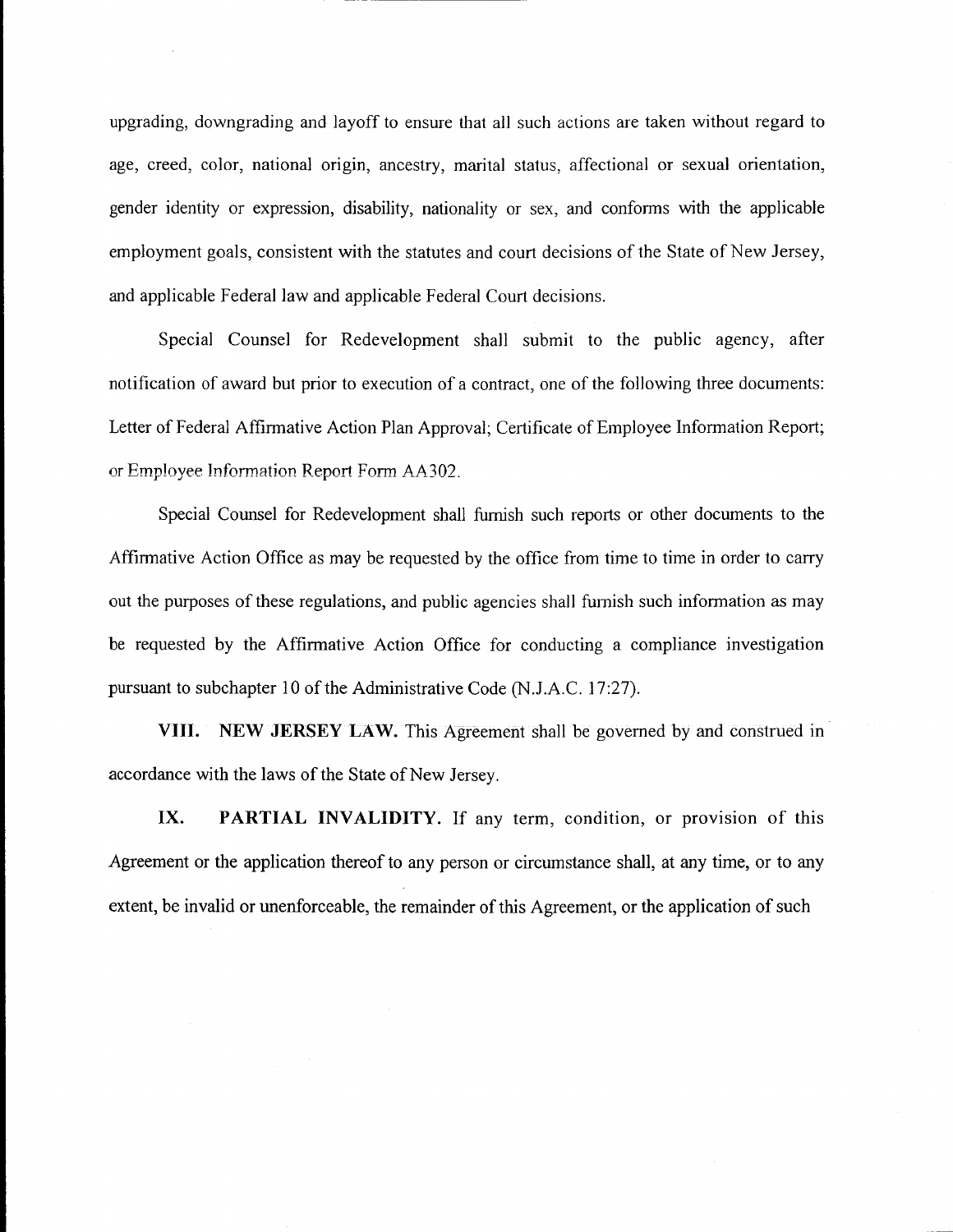upgrading, downgrading and layoff to ensure that all such actions are taken without regard to age, creed, color, national origin, ancestry, marital status, affectional or sexual orientation, gender identity or expression, disability, nationality or sex, and conforms with the applicable employment goals, consistent with the statutes and court decisions of the State of New Jersey, and applicable Federal law and applicable Federal Court decisions.

Special Counsel for Redevelopment shall submit to the public agency, after notification of award but prior to execution of a contract, one of the following three documents: Letter of Federal Affirmative Action Plan Approval; Certificate of Employee Information Report; or Employee Information Report Form AA302.

Special Counsel for Redevelopment shall furnish such reports or other documents to the Affirmative Action Office as may be requested by the office from time to time in order to carry out the purposes of these regulations, and public agencies shall furnish such information as may be requested by the Affirmative Action Office for conducting a compliance investigation pursuant to subchapter 10 of the Administrative Code (N.J.A.C. 17:27).

**VIII. NEW JERSEY LAW.** This Agreement shall be governed by and construed in accordance with the laws of the State of New Jersey.

**IX. PARTIAL INVALIDITY.** If any term, condition, or provision of this Agreement or the application thereof to any person or circumstance shall, at any time, or to any extent, be invalid or unenforceable, the remainder of this Agreement, or the application of such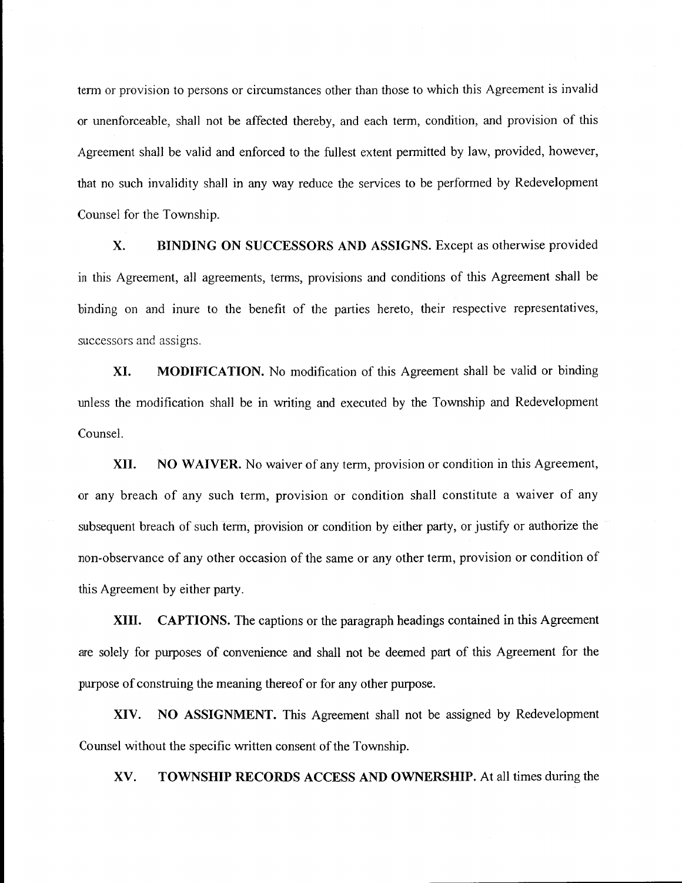term or provision to persons or circumstances other than those to which this Agreement is invalid or unenforceable, shall not be affected thereby, and each term, condition, and provision of this Agreement shall be valid and enforced to the fullest extent permitted by law, provided, however, that no such invalidity shall in any way reduce the services to be performed by Redevelopment Counsel for the Township.

**X. BINDING ON SUCCESSORS AND ASSIGNS.** Except as otherwise provided in this Agreement, all agreements, terms, provisions and conditions of this Agreement shall be binding on and inure to the benefit of the parties hereto, their respective representatives, successors and assigns.

**XI. MODIFICATION.** No modification of this Agreement shall be valid or binding unless the modification shall be in writing and executed by the Township and Redevelopment Counsel.

**XII. NO WAIVER.** No waiver of any term, provision or condition in this Agreement, or any breach of any such term, provision or condition shall constitute a waiver of any subsequent breach of such term, provision or condition by either party, or justify or authorize the non-observance of any other occasion of the same or any other term, provision or condition of this Agreement by either party.

**XIII. CAPTIONS.** The captions or the paragraph headings contained in this Agreement are solely for purposes of convenience and shall not be deemed part of this Agreement for the purpose of construing the meaning thereof or for any other purpose.

**XIV. NO ASSIGNMENT.** This Agreement shall not be assigned by Redevelopment Counsel without the specific written consent of the Township.

**XV. TOWNSHIP RECORDS ACCESS AND OWNERSHIP.** At all times during the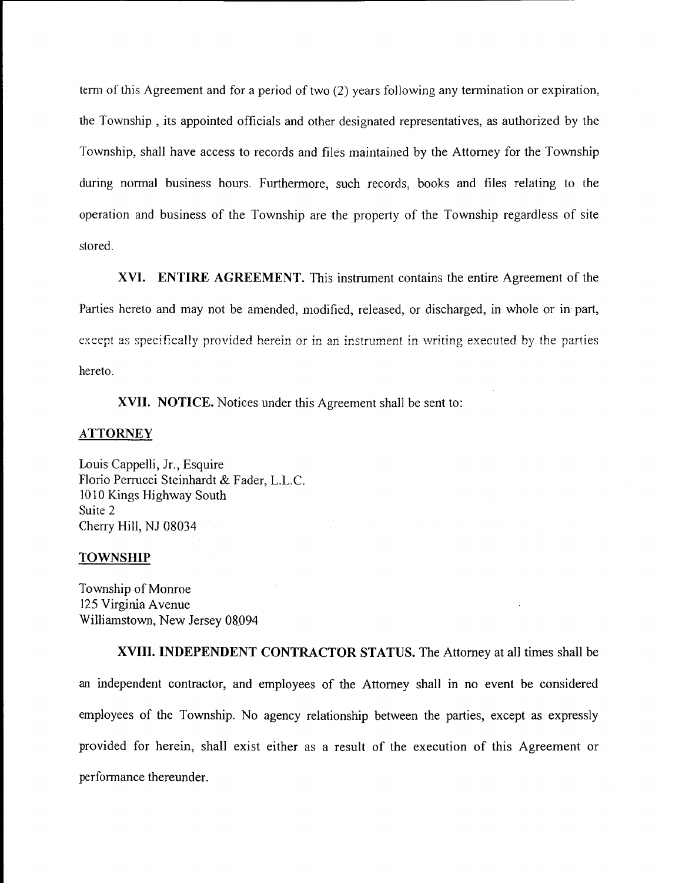term of this Agreement and for a period of two (2) years following any termination or expiration, the Township , its appointed officials and other designated representatives, as authorized by the Township, shall have access to records and files maintained by the Attorney for the Township during normal business hours. Furthermore, such records, books and files relating to the operation and business of the Township are the property of the Township regardless of site stored.

**XVI. ENTIRE AGREEMENT.** This instrument contains the entire Agreement of the Parties hereto and may not be amended, modified, released, or discharged, in whole or in part, except as specifically provided herein or in an instrument in writing executed by the parties hereto.

**XVII. NOTICE.** Notices under this Agreement shall be sent to:

**ATTORNEY**

Louis Cappelli, Jr., Esquire
Florio Perrucci Steinhardt & Fader, L.L.C.
1010 Kings Highway South
Suite 2
Cherry Hill, NJ 08034

**TOWNSHIP**

Township of Monroe
125 Virginia Avenue
Williamstown, New Jersey 08094

**XVIII. INDEPENDENT CONTRACTOR STATUS.** The Attorney at all times shall be an independent contractor, and employees of the Attorney shall in no event be considered employees of the Township. No agency relationship between the parties, except as expressly provided for herein, shall exist either as a result of the execution of this Agreement or performance thereunder.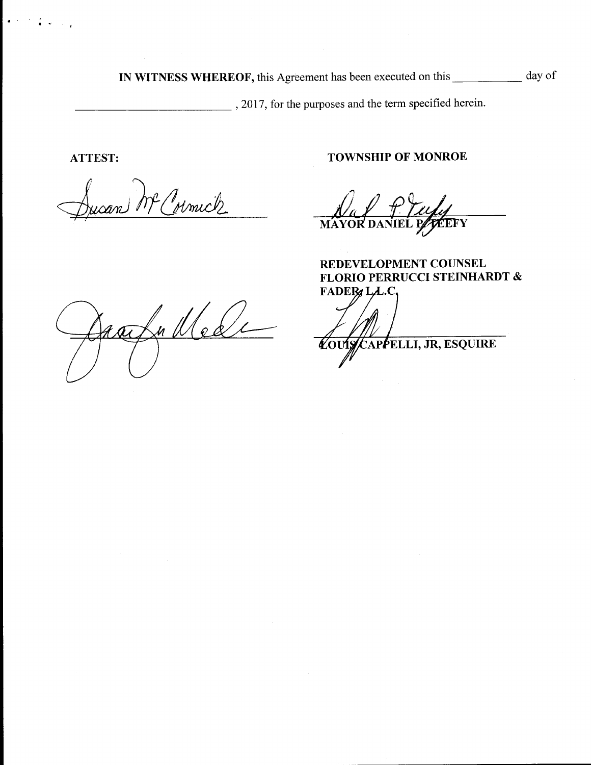**IN WITNESS WHEREOF,** this Agreement has been executed on this \_\_\_\_\_\_\_\_\_\_\_ day of \_\_\_\_\_\_\_\_\_\_\_\_\_\_\_\_\_\_\_\_\_\_\_\_\_\_, 2017, for the purposes and the term specified herein.

**ATTEST:**

Susan McCormick

\_\_\_\_\_\_\_\_\_\_\_\_\_\_\_\_\_\_\_\_\_\_\_\_\_\_

**TOWNSHIP OF MONROE**

Daniel P. Teefy

\_\_\_\_\_\_\_\_\_\_\_\_\_\_\_\_\_\_\_\_\_\_\_\_\_\_
**MAYOR DANIEL P. TEEFY**

**REDEVELOPMENT COUNSEL**
**FLORIO PERRUCCI STEINHARDT & FADER, L.L.C.**

\_\_\_\_\_\_\_\_\_\_\_\_\_\_\_\_\_\_\_\_\_\_\_\_\_\_
**LOUIS CAPPELLI, JR, ESQUIRE**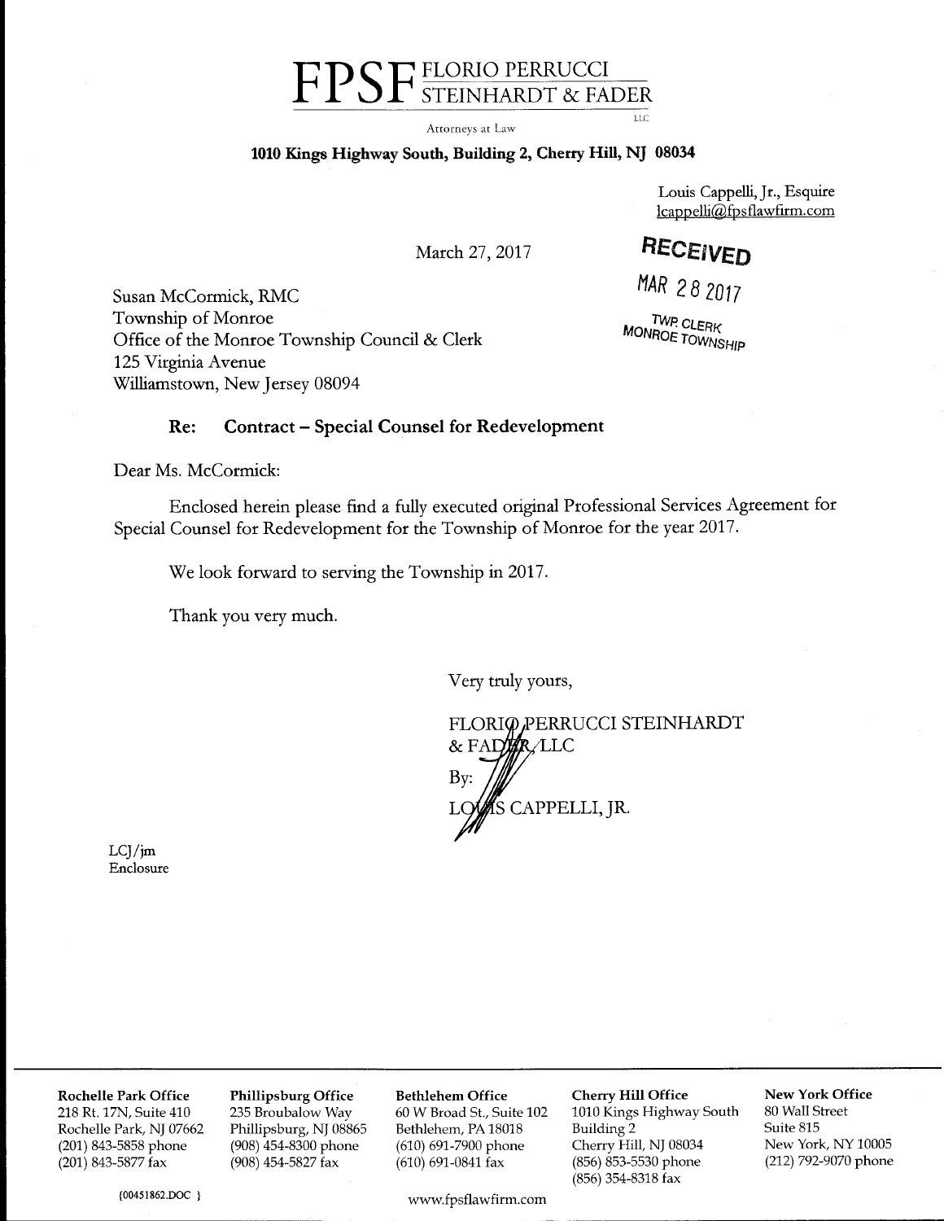# FPSF FLORIO PERRUCCI STEINHARDT & FADER LLC

Attorneys at Law

**1010 Kings Highway South, Building 2, Cherry Hill, NJ 08034**

Louis Cappelli, Jr., Esquire
lcappelli@fpsflawfirm.com

March 27, 2017

RECEIVED
MAR 28 2017
TWP. CLERK
MONROE TOWNSHIP

Susan McCormick, RMC
Township of Monroe
Office of the Monroe Township Council & Clerk
125 Virginia Avenue
Williamstown, New Jersey 08094

**Re: Contract – Special Counsel for Redevelopment**

Dear Ms. McCormick:

Enclosed herein please find a fully executed original Professional Services Agreement for Special Counsel for Redevelopment for the Township of Monroe for the year 2017.

We look forward to serving the Township in 2017.

Thank you very much.

Very truly yours,

FLORIO PERRUCCI STEINHARDT
& FADER, LLC
By:
LOUIS CAPPELLI, JR.

LCJ/jm
Enclosure

---

**Rochelle Park Office**
218 Rt. 17N, Suite 410
Rochelle Park, NJ 07662
(201) 843-5858 phone
(201) 843-5877 fax

**Phillipsburg Office**
235 Broubalow Way
Phillipsburg, NJ 08865
(908) 454-8300 phone
(908) 454-5827 fax

**Bethlehem Office**
60 W Broad St., Suite 102
Bethlehem, PA 18018
(610) 691-7900 phone
(610) 691-0841 fax

**Cherry Hill Office**
1010 Kings Highway South
Building 2
Cherry Hill, NJ 08034
(856) 853-5530 phone
(856) 354-8318 fax

**New York Office**
80 Wall Street
Suite 815
New York, NY 10005
(212) 792-9070 phone

{00451862.DOC }

www.fpsflawfirm.com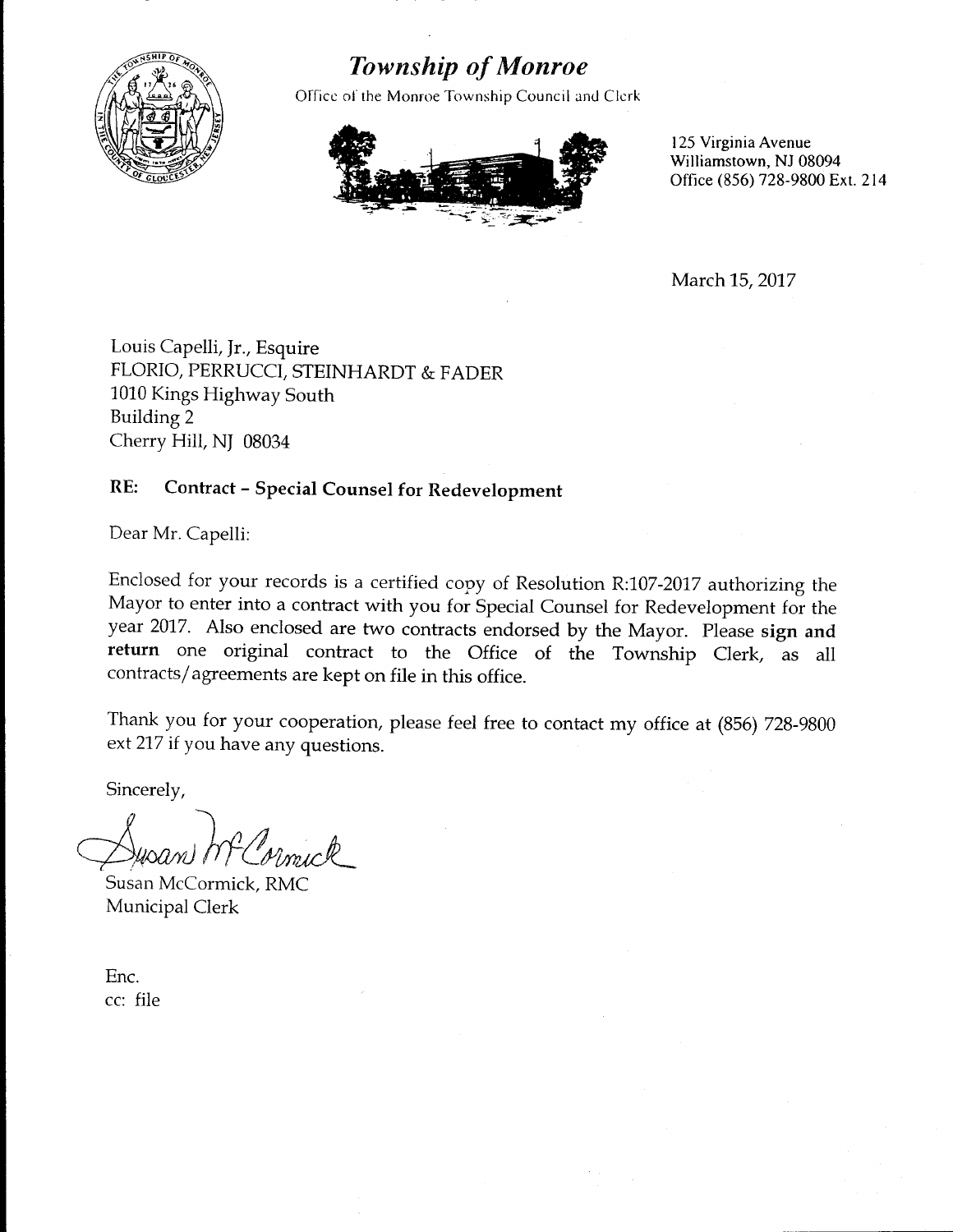# *Township of Monroe*

Office of the Monroe Township Council and Clerk

125 Virginia Avenue
Williamstown, NJ 08094
Office (856) 728-9800 Ext. 214

March 15, 2017

Louis Capelli, Jr., Esquire
FLORIO, PERRUCCI, STEINHARDT & FADER
1010 Kings Highway South
Building 2
Cherry Hill, NJ 08034

**RE: Contract – Special Counsel for Redevelopment**

Dear Mr. Capelli:

Enclosed for your records is a certified copy of Resolution R:107-2017 authorizing the Mayor to enter into a contract with you for Special Counsel for Redevelopment for the year 2017. Also enclosed are two contracts endorsed by the Mayor. Please **sign and return** one original contract to the Office of the Township Clerk, as all contracts/agreements are kept on file in this office.

Thank you for your cooperation, please feel free to contact my office at (856) 728-9800 ext 217 if you have any questions.

Sincerely,

Susan McCormick

Susan McCormick, RMC
Municipal Clerk

Enc.
cc: file